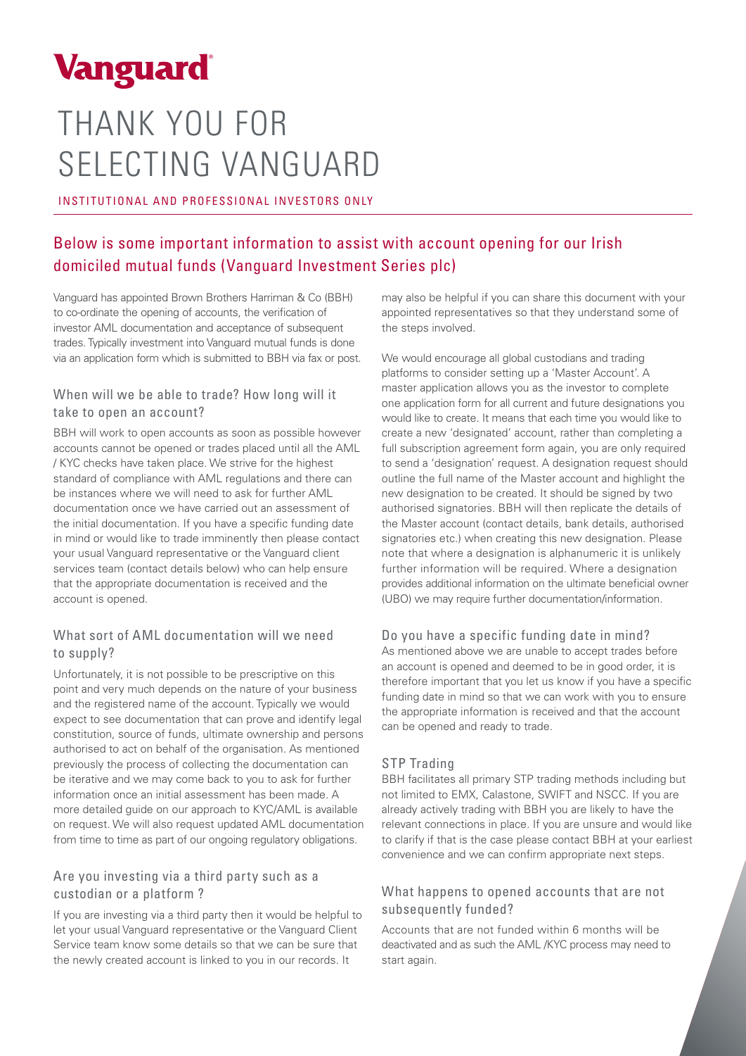# Vanguard

# THANK YOU FOR SELECTING VANGUARD

INSTITUTIONAL AND PROFESSIONAL INVESTORS ONLY

## Below is some important information to assist with account opening for our Irish domiciled mutual funds (Vanguard Investment Series plc)

Vanguard has appointed Brown Brothers Harriman & Co (BBH) to co-ordinate the opening of accounts, the verification of investor AML documentation and acceptance of subsequent trades. Typically investment into Vanguard mutual funds is done via an application form which is submitted to BBH via fax or post.

### When will we be able to trade? How long will it take to open an account?

BBH will work to open accounts as soon as possible however accounts cannot be opened or trades placed until all the AML / KYC checks have taken place. We strive for the highest standard of compliance with AML regulations and there can be instances where we will need to ask for further AML documentation once we have carried out an assessment of the initial documentation. If you have a specific funding date in mind or would like to trade imminently then please contact your usual Vanguard representative or the Vanguard client services team (contact details below) who can help ensure that the appropriate documentation is received and the account is opened.

### What sort of AML documentation will we need to supply?

Unfortunately, it is not possible to be prescriptive on this point and very much depends on the nature of your business and the registered name of the account. Typically we would expect to see documentation that can prove and identify legal constitution, source of funds, ultimate ownership and persons authorised to act on behalf of the organisation. As mentioned previously the process of collecting the documentation can be iterative and we may come back to you to ask for further information once an initial assessment has been made. A more detailed guide on our approach to KYC/AML is available on request. We will also request updated AML documentation from time to time as part of our ongoing regulatory obligations.

### Are you investing via a third party such as a custodian or a platform ?

If you are investing via a third party then it would be helpful to let your usual Vanguard representative or the Vanguard Client Service team know some details so that we can be sure that the newly created account is linked to you in our records. It may also be helpful if you can share this document with your appointed representatives so that they understand some of the steps involved.

We would encourage all global custodians and trading platforms to consider setting up a 'Master Account'. A master application allows you as the investor to complete one application form for all current and future designations you would like to create. It means that each time you would like to create a new 'designated' account, rather than completing a full subscription agreement form again, you are only required to send a 'designation' request. A designation request should outline the full name of the Master account and highlight the new designation to be created. It should be signed by two authorised signatories. BBH will then replicate the details of the Master account (contact details, bank details, authorised signatories etc.) when creating this new designation. Please note that where a designation is alphanumeric it is unlikely further information will be required. Where a designation provides additional information on the ultimate beneficial owner (UBO) we may require further documentation/information.

### Do you have a specific funding date in mind?

As mentioned above we are unable to accept trades before an account is opened and deemed to be in good order, it is therefore important that you let us know if you have a specific funding date in mind so that we can work with you to ensure the appropriate information is received and that the account can be opened and ready to trade.

### STP Trading

BBH facilitates all primary STP trading methods including but not limited to EMX, Calastone, SWIFT and NSCC. If you are already actively trading with BBH you are likely to have the relevant connections in place. If you are unsure and would like to clarify if that is the case please contact BBH at your earliest convenience and we can confirm appropriate next steps.

### What happens to opened accounts that are not subsequently funded?

Accounts that are not funded within 6 months will be deactivated and as such the AML /KYC process may need to start again.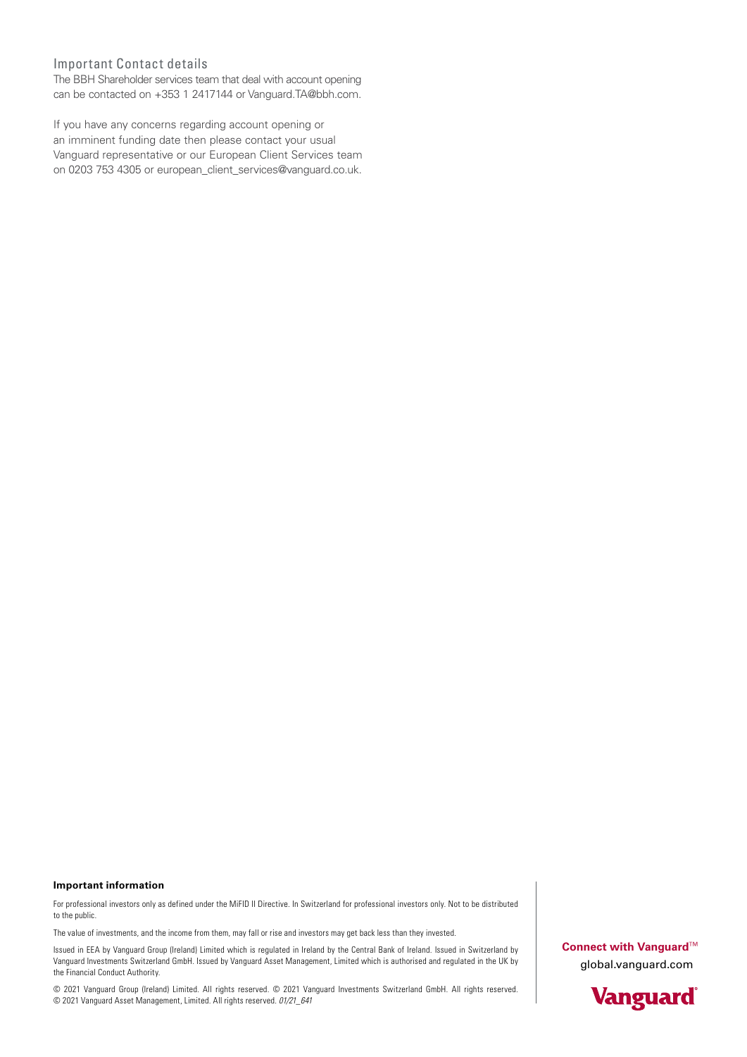## Important Contact details

The BBH Shareholder services team that deal with account opening can be contacted on +353 1 2417144 or Vanguard.TA@bbh.com.

If you have any concerns regarding account opening or an imminent funding date then please contact your usual Vanguard representative or our European Client Services team on 0203 753 4305 or european_client_services@vanguard.co.uk.

**Important information**

For professional investors only as defined under the MiFID II Directive. In Switzerland for professional investors only. Not to be distributed to the public.

The value of investments, and the income from them, may fall or rise and investors may get back less than they invested.

Issued in EEA by Vanguard Group (Ireland) Limited which is regulated in Ireland by the Central Bank of Ireland. Issued in Switzerland by Vanguard Investments Switzerland GmbH. Issued by Vanguard Asset Management, Limited which is authorised and regulated in the UK by the Financial Conduct Authority.

© 2021 Vanguard Group (Ireland) Limited. All rights reserved. © 2021 Vanguard Investments Switzerland GmbH. All rights reserved. © 2021 Vanguard Asset Management, Limited. All rights reserved. *01/21_641*

**Connect with Vanguard™**
global.vanguard.com

Vanguard®